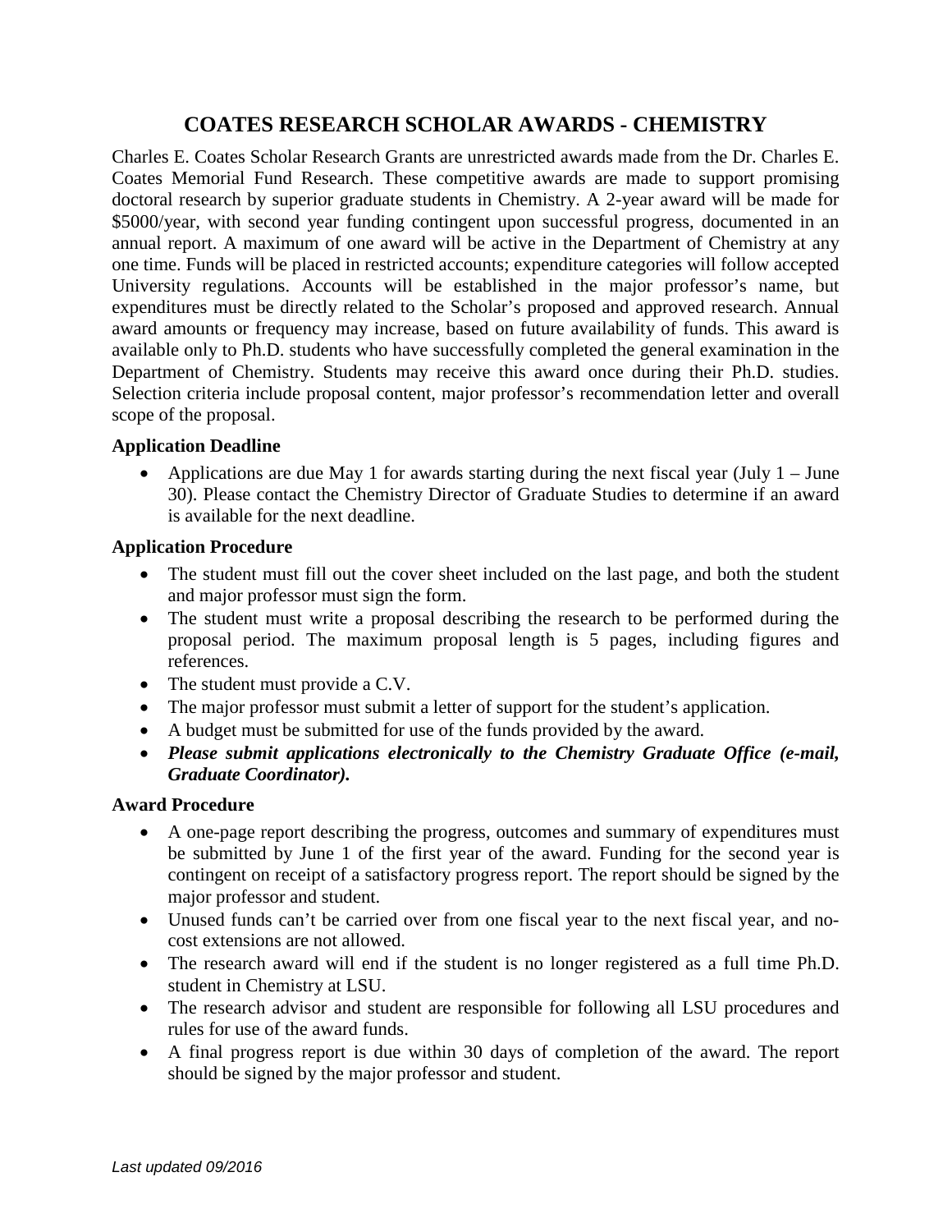# COATES RESEARCH SCHOLAR AWARDS - CHEMISTRY

Charles E. Coates Scholar Research Grants are unrestricted awards made from the Dr. Charles E. Coates Memorial Fund Research. These competitive awards are made to support promising doctoral research by superior graduate students in Chemistry. A 2-year award will be made for $5000/year, with second year funding contingent upon successful progress, documented in an annual report. A maximum of one award will be active in the Department of Chemistry at any one time. Funds will be placed in restricted accounts; expenditure categories will follow accepted University regulations. Accounts will be established in the major professor's name, but expenditures must be directly related to the Scholar's proposed and approved research. Annual award amounts or frequency may increase, based on future availability of funds. This award is available only to Ph.D. students who have successfully completed the general examination in the Department of Chemistry. Students may receive this award once during their Ph.D. studies. Selection criteria include proposal content, major professor's recommendation letter and overall scope of the proposal.

**Application Deadline**

- Applications are due May 1 for awards starting during the next fiscal year (July 1 – June 30). Please contact the Chemistry Director of Graduate Studies to determine if an award is available for the next deadline.

**Application Procedure**

- The student must fill out the cover sheet included on the last page, and both the student and major professor must sign the form.
- The student must write a proposal describing the research to be performed during the proposal period. The maximum proposal length is 5 pages, including figures and references.
- The student must provide a C.V.
- The major professor must submit a letter of support for the student's application.
- A budget must be submitted for use of the funds provided by the award.
- ***Please submit applications electronically to the Chemistry Graduate Office (e-mail, Graduate Coordinator).***

**Award Procedure**

- A one-page report describing the progress, outcomes and summary of expenditures must be submitted by June 1 of the first year of the award. Funding for the second year is contingent on receipt of a satisfactory progress report. The report should be signed by the major professor and student.
- Unused funds can't be carried over from one fiscal year to the next fiscal year, and no-cost extensions are not allowed.
- The research award will end if the student is no longer registered as a full time Ph.D. student in Chemistry at LSU.
- The research advisor and student are responsible for following all LSU procedures and rules for use of the award funds.
- A final progress report is due within 30 days of completion of the award. The report should be signed by the major professor and student.

*Last updated 09/2016*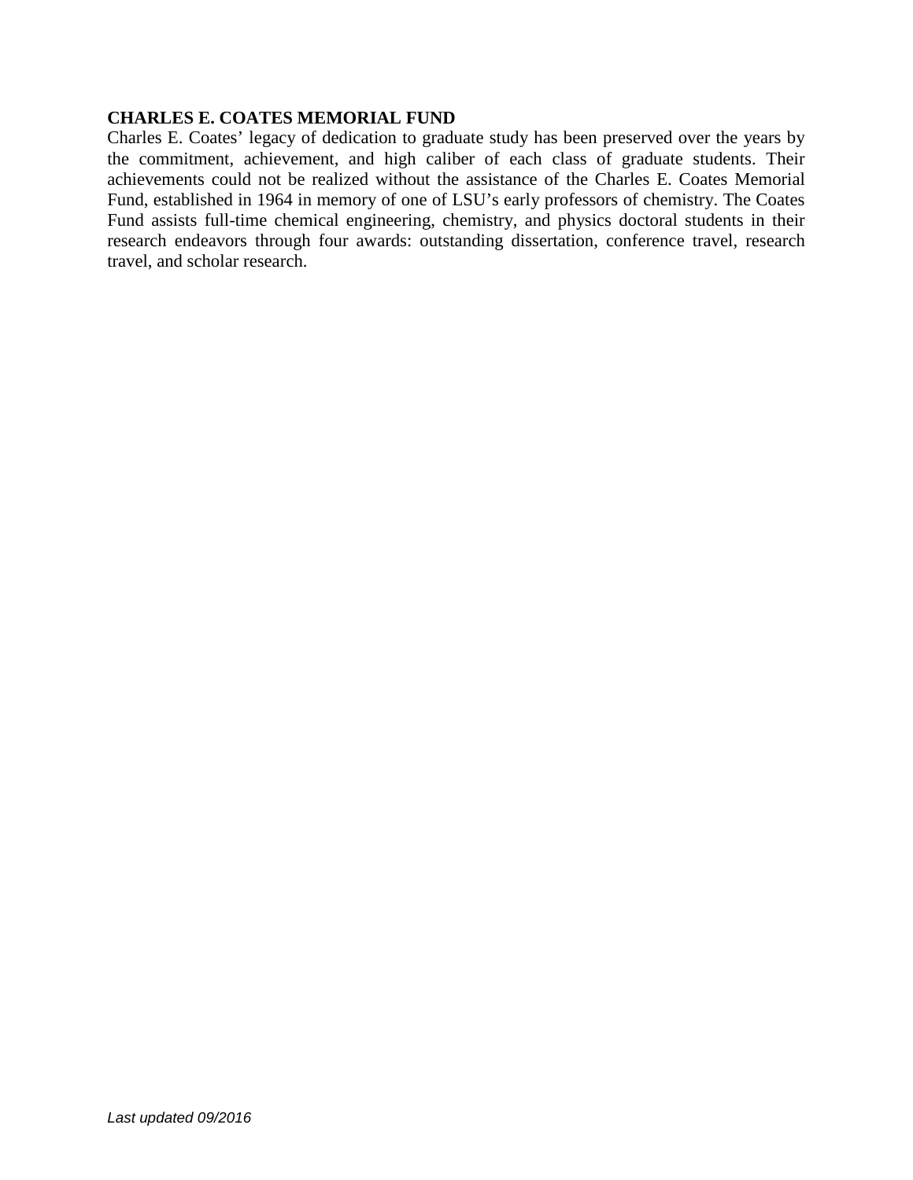**CHARLES E. COATES MEMORIAL FUND**

Charles E. Coates' legacy of dedication to graduate study has been preserved over the years by the commitment, achievement, and high caliber of each class of graduate students. Their achievements could not be realized without the assistance of the Charles E. Coates Memorial Fund, established in 1964 in memory of one of LSU's early professors of chemistry. The Coates Fund assists full-time chemical engineering, chemistry, and physics doctoral students in their research endeavors through four awards: outstanding dissertation, conference travel, research travel, and scholar research.

*Last updated 09/2016*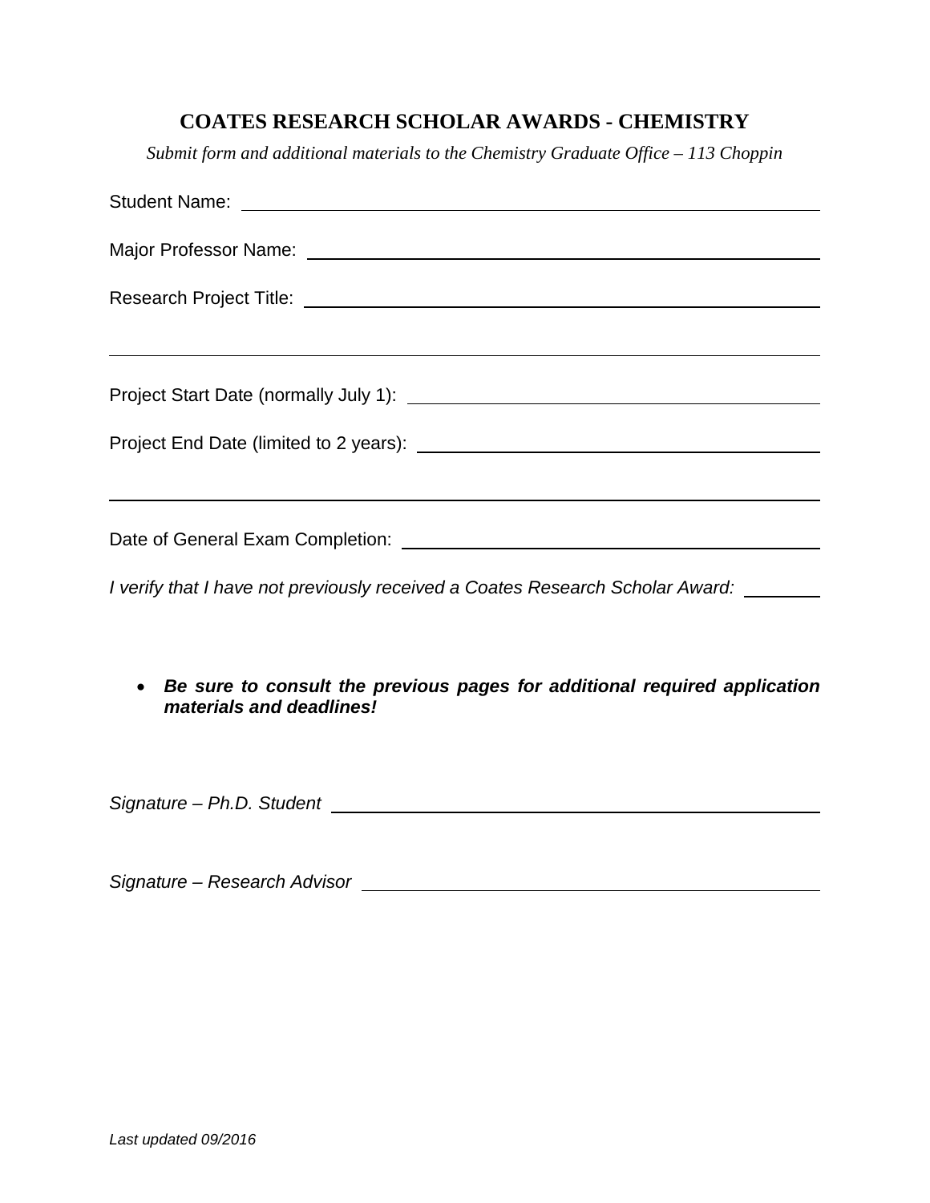# COATES RESEARCH SCHOLAR AWARDS - CHEMISTRY

*Submit form and additional materials to the Chemistry Graduate Office – 113 Choppin*

Student Name: ______________________________________________

Major Professor Name: ______________________________________________

Research Project Title: ______________________________________________

______________________________________________

Project Start Date (normally July 1): ______________________________________________

Project End Date (limited to 2 years): ______________________________________________

______________________________________________

Date of General Exam Completion: ______________________________________________

*I verify that I have not previously received a Coates Research Scholar Award:* ________

- ***Be sure to consult the previous pages for additional required application materials and deadlines!***

*Signature – Ph.D. Student* ______________________________________________

*Signature – Research Advisor* ______________________________________________

*Last updated 09/2016*